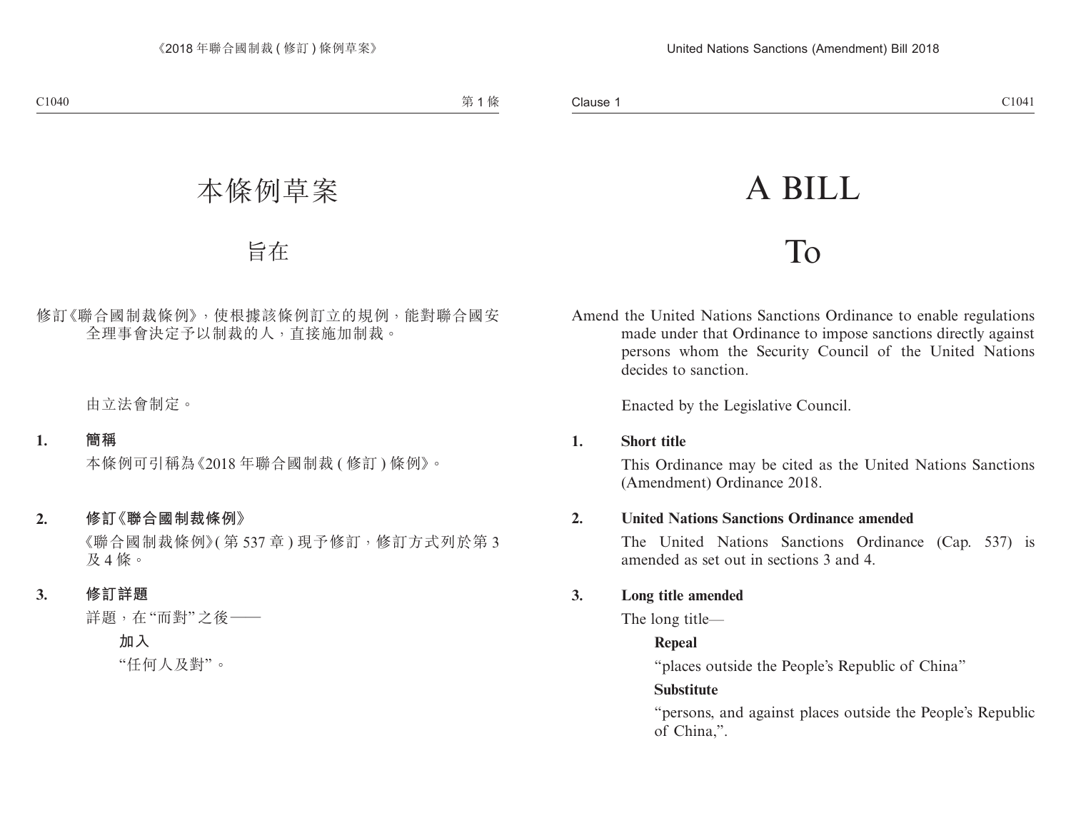# 本條例草案

## 旨在

修訂《聯合國制裁條例》，使根據該條例訂立的規例，能對聯合國安全理事會決定予以制裁的人，直接施加制裁。

由立法會制定。

**1. 簡稱**

本條例可引稱為《2018 年聯合國制裁 (修訂) 條例》。

**2. 修訂《聯合國制裁條例》**

《聯合國制裁條例》(第 537 章) 現予修訂，修訂方式列於第 3 及 4 條。

**3. 修訂詳題**

詳題，在 "而對" 之後——

**加入**

"任何人及對"。

# A BILL

## To

Amend the United Nations Sanctions Ordinance to enable regulations made under that Ordinance to impose sanctions directly against persons whom the Security Council of the United Nations decides to sanction.

Enacted by the Legislative Council.

**1. Short title**

This Ordinance may be cited as the United Nations Sanctions (Amendment) Ordinance 2018.

**2. United Nations Sanctions Ordinance amended**

The United Nations Sanctions Ordinance (Cap. 537) is amended as set out in sections 3 and 4.

**3. Long title amended**

The long title—

**Repeal**

"places outside the People's Republic of China"

**Substitute**

"persons, and against places outside the People's Republic of China,".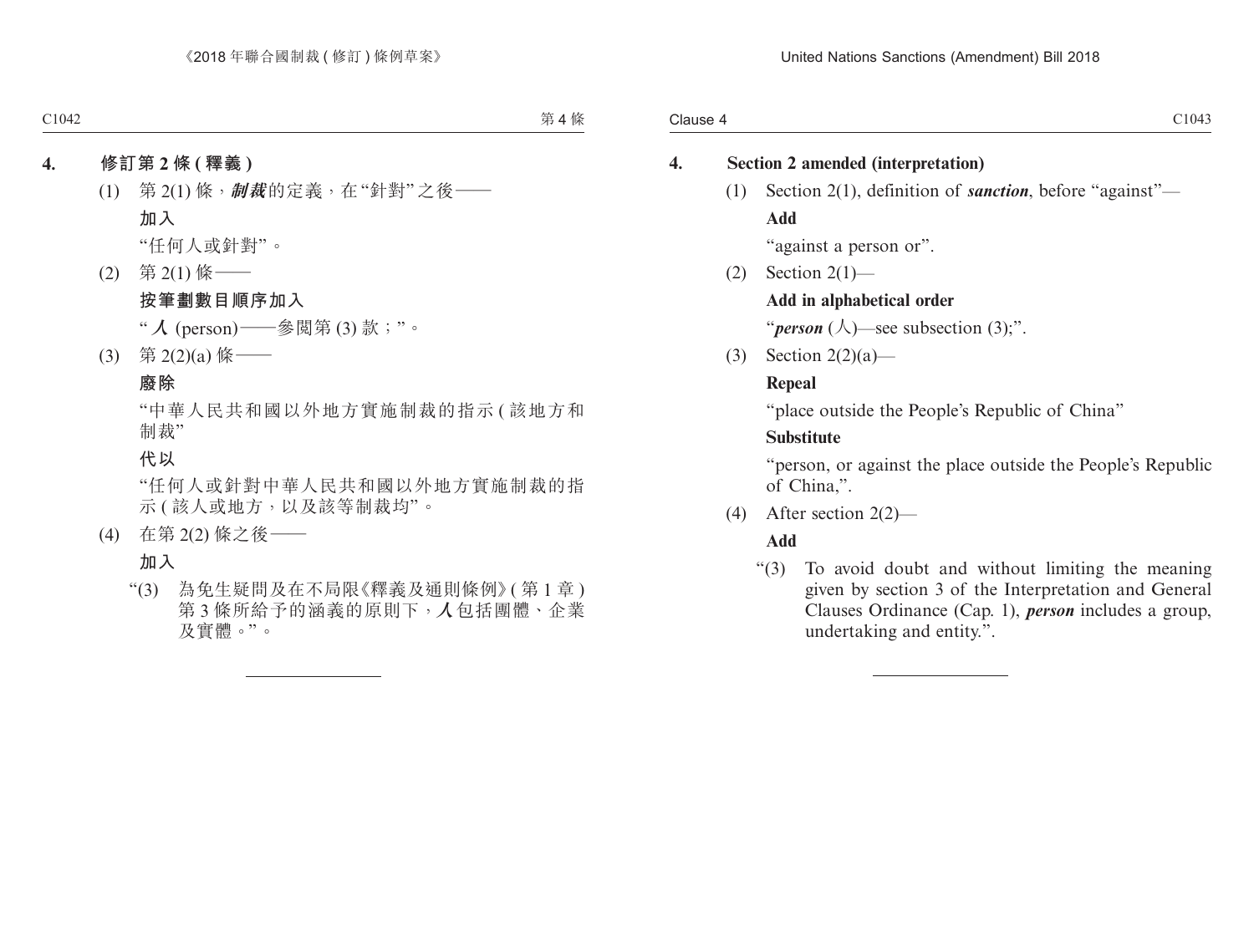## 4. 修訂第 2 條 (釋義)

(1) 第 2(1) 條，***制裁***的定義，在“針對”之後——

**加入**

“任何人或針對”。

(2) 第 2(1) 條——

**按筆劃數目順序加入**

“***人*** (person)——參閱第 (3) 款；”。

(3) 第 2(2)(a) 條——

**廢除**

“中華人民共和國以外地方實施制裁的指示 (該地方和制裁”

**代以**

“任何人或針對中華人民共和國以外地方實施制裁的指示 (該人或地方，以及該等制裁均”。

(4) 在第 2(2) 條之後——

**加入**

“(3) 為免生疑問及在不局限《釋義及通則條例》(第 1 章) 第 3 條所給予的涵義的原則下，***人***包括團體、企業及實體。”。

## 4. Section 2 amended (interpretation)

(1) Section 2(1), definition of ***sanction***, before “against”—

**Add**

“against a person or”.

(2) Section 2(1)—

**Add in alphabetical order**

“***person*** (人)—see subsection (3);”.

(3) Section 2(2)(a)—

**Repeal**

“place outside the People’s Republic of China”

**Substitute**

“person, or against the place outside the People’s Republic of China,”.

(4) After section 2(2)—

**Add**

“(3) To avoid doubt and without limiting the meaning given by section 3 of the Interpretation and General Clauses Ordinance (Cap. 1), ***person*** includes a group, undertaking and entity.”.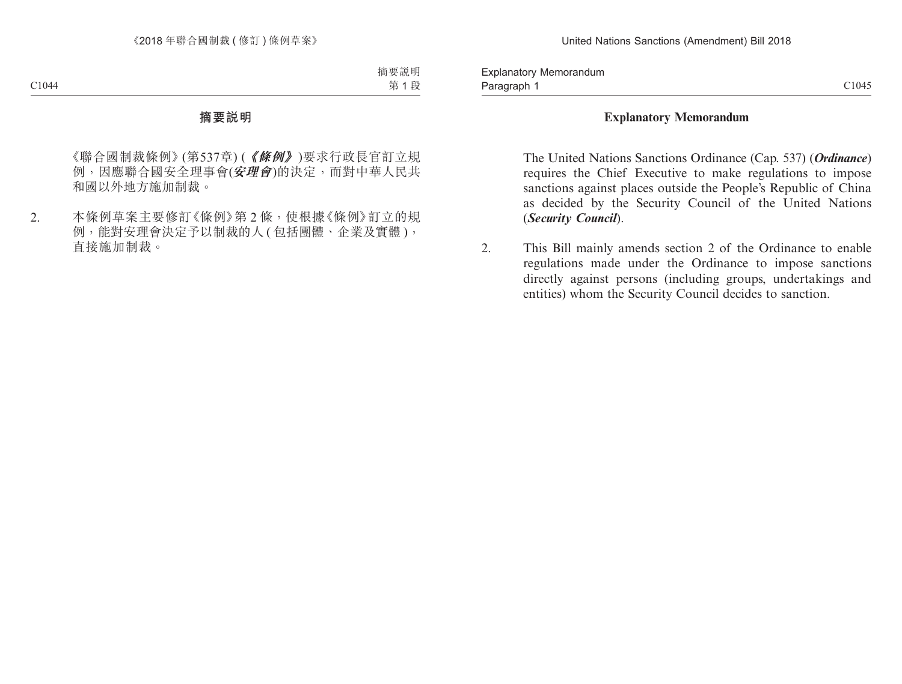# 摘要說明

《聯合國制裁條例》(第537章) (***《條例》***)要求行政長官訂立規例，因應聯合國安全理事會(***安理會***)的決定，而對中華人民共和國以外地方施加制裁。

2. 本條例草案主要修訂《條例》第 2 條，使根據《條例》訂立的規例，能對安理會決定予以制裁的人 (包括團體、企業及實體)，直接施加制裁。

# Explanatory Memorandum

The United Nations Sanctions Ordinance (Cap. 537) (***Ordinance***) requires the Chief Executive to make regulations to impose sanctions against places outside the People's Republic of China as decided by the Security Council of the United Nations (***Security Council***).

2. This Bill mainly amends section 2 of the Ordinance to enable regulations made under the Ordinance to impose sanctions directly against persons (including groups, undertakings and entities) whom the Security Council decides to sanction.